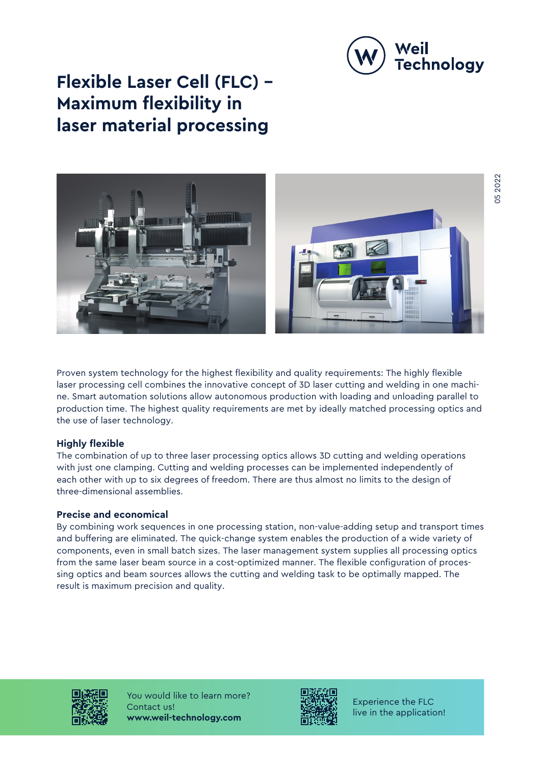# Flexible Laser Cell (FLC) – Maximum flexibility in laser material processing

Proven system technology for the highest flexibility and quality requirements: The highly flexible laser processing cell combines the innovative concept of 3D laser cutting and welding in one machine. Smart automation solutions allow autonomous production with loading and unloading parallel to production time. The highest quality requirements are met by ideally matched processing optics and the use of laser technology.

**Highly flexible**

The combination of up to three laser processing optics allows 3D cutting and welding operations with just one clamping. Cutting and welding processes can be implemented independently of each other with up to six degrees of freedom. There are thus almost no limits to the design of three-dimensional assemblies.

**Precise and economical**

By combining work sequences in one processing station, non-value-adding setup and transport times and buffering are eliminated. The quick-change system enables the production of a wide variety of components, even in small batch sizes. The laser management system supplies all processing optics from the same laser beam source in a cost-optimized manner. The flexible configuration of processing optics and beam sources allows the cutting and welding task to be optimally mapped. The result is maximum precision and quality.

You would like to learn more?
Contact us!
**www.weil-technology.com**

Experience the FLC
live in the application!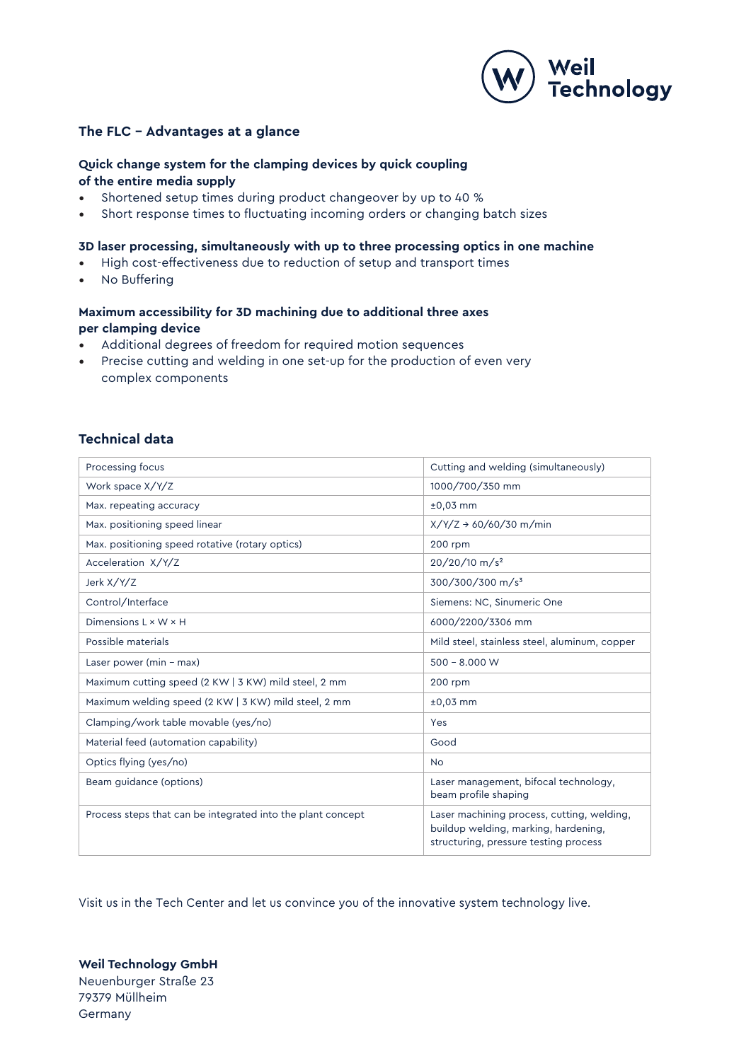Weil Technology

## The FLC – Advantages at a glance

**Quick change system for the clamping devices by quick coupling of the entire media supply**

- Shortened setup times during product changeover by up to 40 %
- Short response times to fluctuating incoming orders or changing batch sizes

**3D laser processing, simultaneously with up to three processing optics in one machine**

- High cost-effectiveness due to reduction of setup and transport times
- No Buffering

**Maximum accessibility for 3D machining due to additional three axes per clamping device**

- Additional degrees of freedom for required motion sequences
- Precise cutting and welding in one set-up for the production of even very complex components

## Technical data

| | |
|---|---|
| Processing focus | Cutting and welding (simultaneously) |
| Work space X/Y/Z | 1000/700/350 mm |
| Max. repeating accuracy | ±0,03 mm |
| Max. positioning speed linear | X/Y/Z → 60/60/30 m/min |
| Max. positioning speed rotative (rotary optics) | 200 rpm |
| Acceleration X/Y/Z | 20/20/10 m/s² |
| Jerk X/Y/Z | 300/300/300 m/s³ |
| Control/Interface | Siemens: NC, Sinumeric One |
| Dimensions L × W × H | 6000/2200/3306 mm |
| Possible materials | Mild steel, stainless steel, aluminum, copper |
| Laser power (min – max) | 500 – 8.000 W |
| Maximum cutting speed (2 KW \| 3 KW) mild steel, 2 mm | 200 rpm |
| Maximum welding speed (2 KW \| 3 KW) mild steel, 2 mm | ±0,03 mm |
| Clamping/work table movable (yes/no) | Yes |
| Material feed (automation capability) | Good |
| Optics flying (yes/no) | No |
| Beam guidance (options) | Laser management, bifocal technology, beam profile shaping |
| Process steps that can be integrated into the plant concept | Laser machining process, cutting, welding, buildup welding, marking, hardening, structuring, pressure testing process |

Visit us in the Tech Center and let us convince you of the innovative system technology live.

**Weil Technology GmbH**
Neuenburger Straße 23
79379 Müllheim
Germany